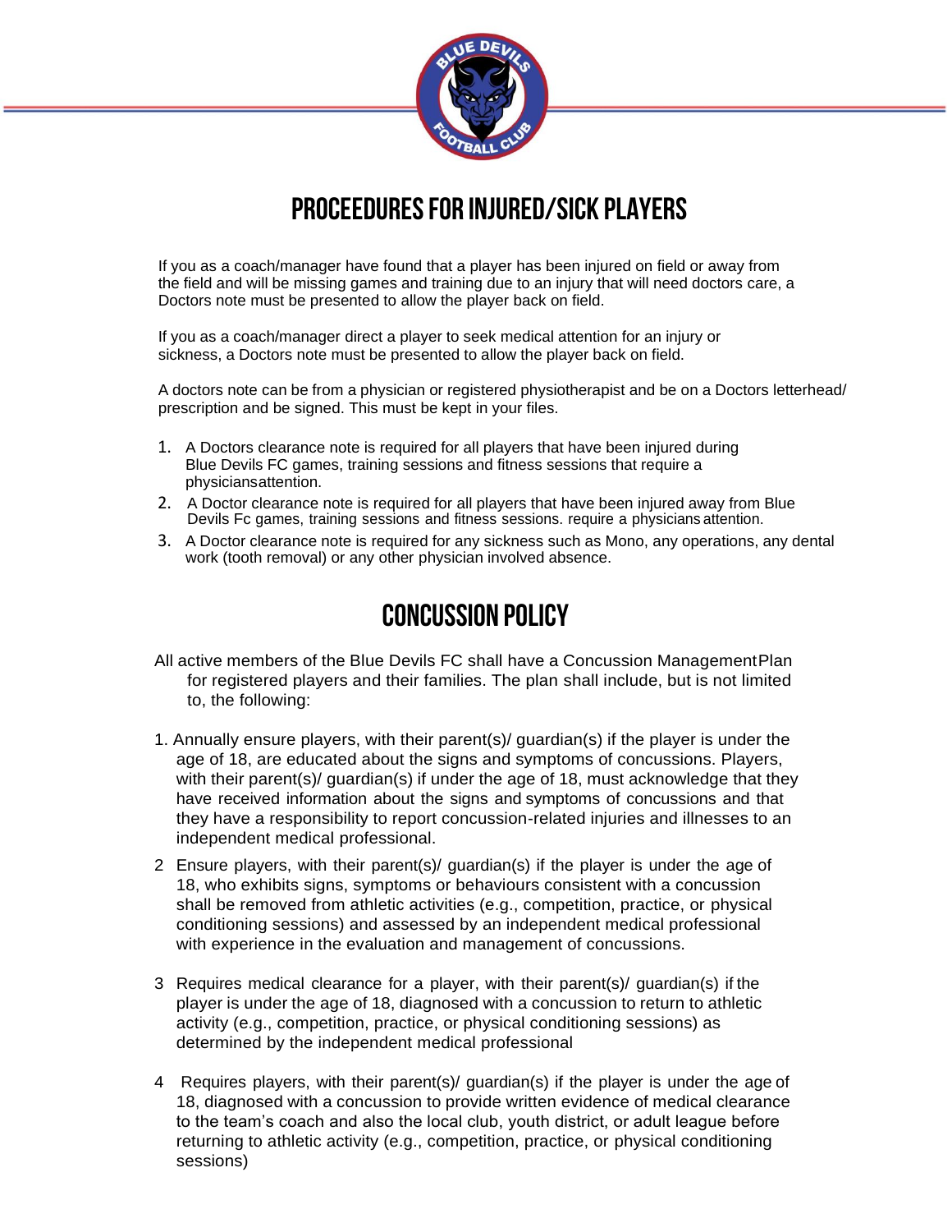# PROCEEDURES FOR INJURED/SICK PLAYERS

If you as a coach/manager have found that a player has been injured on field or away from the field and will be missing games and training due to an injury that will need doctors care, a Doctors note must be presented to allow the player back on field.

If you as a coach/manager direct a player to seek medical attention for an injury or sickness, a Doctors note must be presented to allow the player back on field.

A doctors note can be from a physician or registered physiotherapist and be on a Doctors letterhead/ prescription and be signed. This must be kept in your files.

1. A Doctors clearance note is required for all players that have been injured during Blue Devils FC games, training sessions and fitness sessions that require a physiciansattention.
2. A Doctor clearance note is required for all players that have been injured away from Blue Devils Fc games, training sessions and fitness sessions. require a physicians attention.
3. A Doctor clearance note is required for any sickness such as Mono, any operations, any dental work (tooth removal) or any other physician involved absence.

# CONCUSSION POLICY

All active members of the Blue Devils FC shall have a Concussion ManagementPlan for registered players and their families. The plan shall include, but is not limited to, the following:

1. Annually ensure players, with their parent(s)/ guardian(s) if the player is under the age of 18, are educated about the signs and symptoms of concussions. Players, with their parent(s)/ guardian(s) if under the age of 18, must acknowledge that they have received information about the signs and symptoms of concussions and that they have a responsibility to report concussion-related injuries and illnesses to an independent medical professional.
2. Ensure players, with their parent(s)/ guardian(s) if the player is under the age of 18, who exhibits signs, symptoms or behaviours consistent with a concussion shall be removed from athletic activities (e.g., competition, practice, or physical conditioning sessions) and assessed by an independent medical professional with experience in the evaluation and management of concussions.
3. Requires medical clearance for a player, with their parent(s)/ guardian(s) if the player is under the age of 18, diagnosed with a concussion to return to athletic activity (e.g., competition, practice, or physical conditioning sessions) as determined by the independent medical professional
4. Requires players, with their parent(s)/ guardian(s) if the player is under the age of 18, diagnosed with a concussion to provide written evidence of medical clearance to the team's coach and also the local club, youth district, or adult league before returning to athletic activity (e.g., competition, practice, or physical conditioning sessions)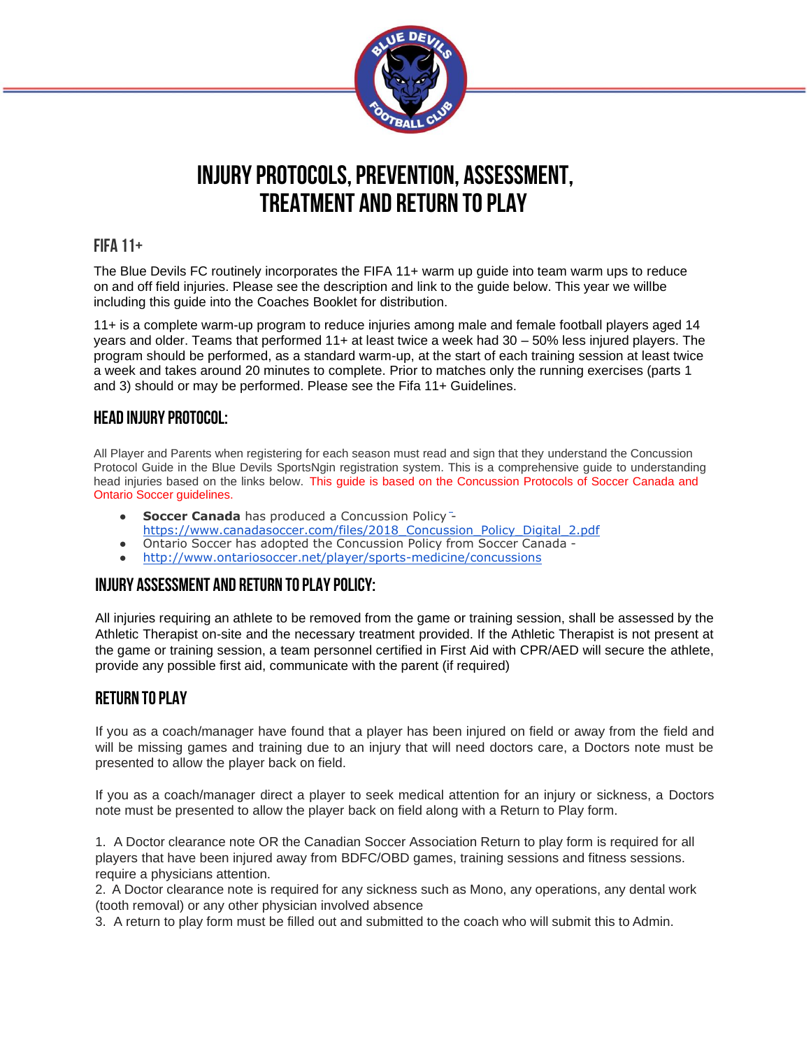# INJURY PROTOCOLS, PREVENTION, ASSESSMENT, TREATMENT AND RETURN TO PLAY

## FIFA 11+

The Blue Devils FC routinely incorporates the FIFA 11+ warm up guide into team warm ups to reduce on and off field injuries. Please see the description and link to the guide below. This year we willbe including this guide into the Coaches Booklet for distribution.

11+ is a complete warm-up program to reduce injuries among male and female football players aged 14 years and older. Teams that performed 11+ at least twice a week had 30 – 50% less injured players. The program should be performed, as a standard warm-up, at the start of each training session at least twice a week and takes around 20 minutes to complete. Prior to matches only the running exercises (parts 1 and 3) should or may be performed. Please see the Fifa 11+ Guidelines.

## HEAD INJURY PROTOCOL:

All Player and Parents when registering for each season must read and sign that they understand the Concussion Protocol Guide in the Blue Devils SportsNgin registration system. This is a comprehensive guide to understanding head injuries based on the links below. This guide is based on the Concussion Protocols of Soccer Canada and Ontario Soccer guidelines.

- **Soccer Canada** has produced a Concussion Policy - https://www.canadasoccer.com/files/2018_Concussion_Policy_Digital_2.pdf
- Ontario Soccer has adopted the Concussion Policy from Soccer Canada -
- http://www.ontariosoccer.net/player/sports-medicine/concussions

## INJURY ASSESSMENT AND RETURN TO PLAY POLICY:

All injuries requiring an athlete to be removed from the game or training session, shall be assessed by the Athletic Therapist on-site and the necessary treatment provided. If the Athletic Therapist is not present at the game or training session, a team personnel certified in First Aid with CPR/AED will secure the athlete, provide any possible first aid, communicate with the parent (if required)

## RETURN TO PLAY

If you as a coach/manager have found that a player has been injured on field or away from the field and will be missing games and training due to an injury that will need doctors care, a Doctors note must be presented to allow the player back on field.

If you as a coach/manager direct a player to seek medical attention for an injury or sickness, a Doctors note must be presented to allow the player back on field along with a Return to Play form.

1. A Doctor clearance note OR the Canadian Soccer Association Return to play form is required for all players that have been injured away from BDFC/OBD games, training sessions and fitness sessions. require a physicians attention.
2. A Doctor clearance note is required for any sickness such as Mono, any operations, any dental work (tooth removal) or any other physician involved absence
3. A return to play form must be filled out and submitted to the coach who will submit this to Admin.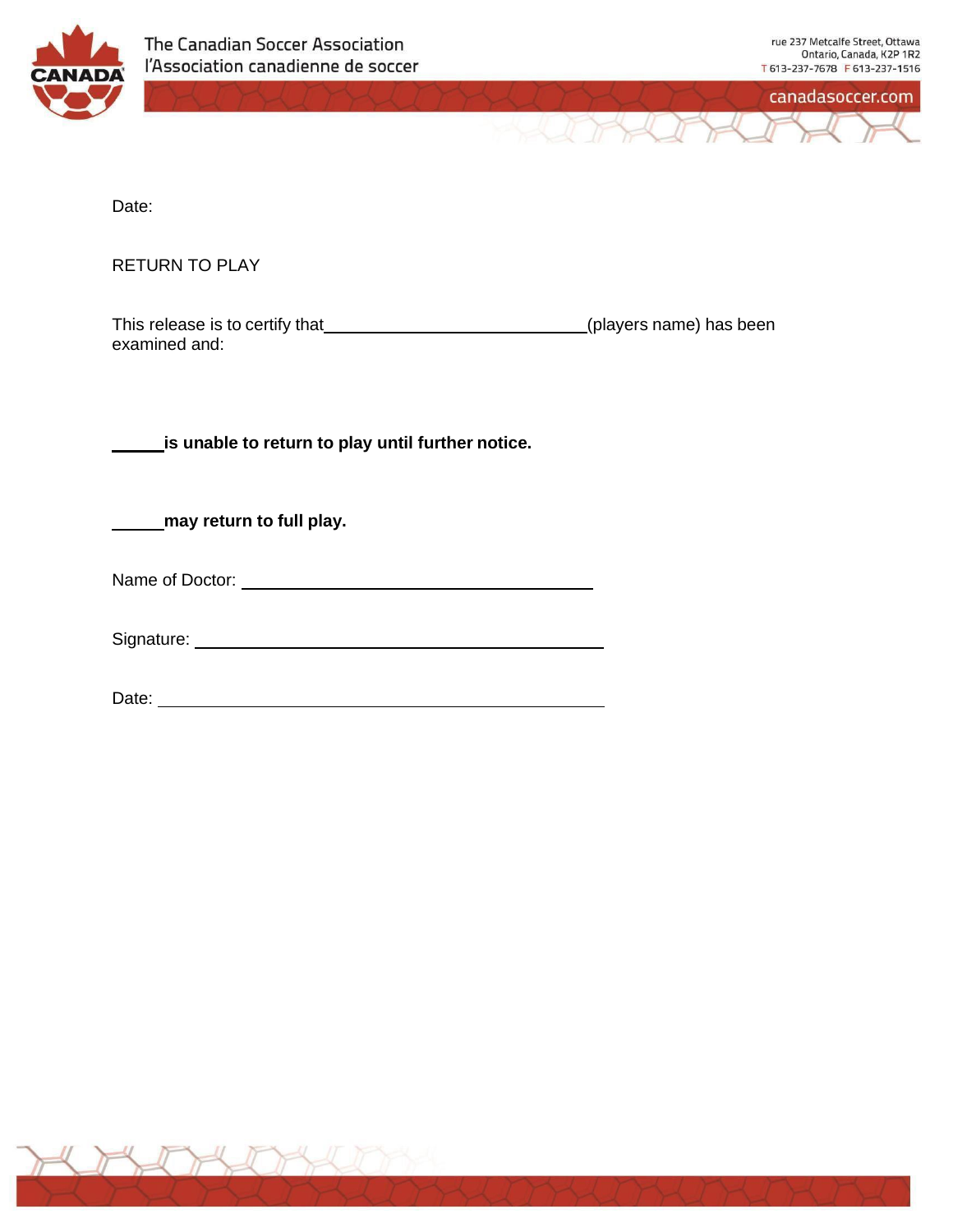The Canadian Soccer Association
l'Association canadienne de soccer

rue 237 Metcalfe Street, Ottawa
Ontario, Canada, K2P 1R2
T 613-237-7678 F 613-237-1516

canadasoccer.com

Date:

RETURN TO PLAY

This release is to certify that\_\_\_\_\_\_\_\_\_\_\_\_\_\_\_\_\_\_\_\_\_\_\_\_\_\_\_\_(players name) has been examined and:

**\_\_\_\_\_is unable to return to play until further notice.**

**\_\_\_\_\_may return to full play.**

Name of Doctor: \_\_\_\_\_\_\_\_\_\_\_\_\_\_\_\_\_\_\_\_\_\_\_\_\_\_\_\_\_\_\_\_\_\_\_\_

Signature: \_\_\_\_\_\_\_\_\_\_\_\_\_\_\_\_\_\_\_\_\_\_\_\_\_\_\_\_\_\_\_\_\_\_\_\_\_\_\_\_\_\_

Date: \_\_\_\_\_\_\_\_\_\_\_\_\_\_\_\_\_\_\_\_\_\_\_\_\_\_\_\_\_\_\_\_\_\_\_\_\_\_\_\_\_\_\_\_\_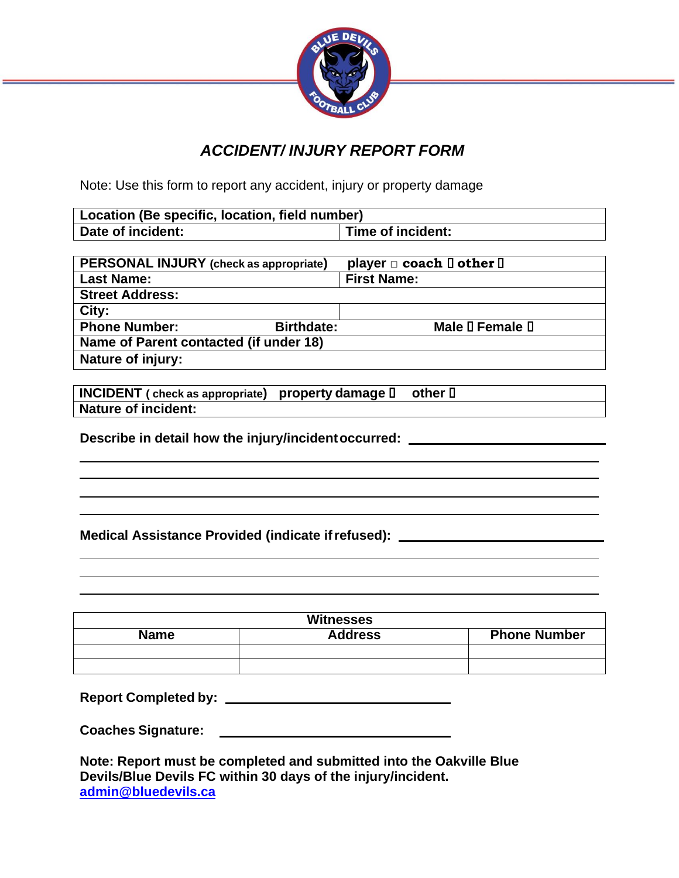# *ACCIDENT/ INJURY REPORT FORM*

Note: Use this form to report any accident, injury or property damage

| | |
|---|---|
| **Location (Be specific, location, field number)** | |
| **Date of incident:** | **Time of incident:** |

| | |
|---|---|
| **PERSONAL INJURY** (check as appropriate) | **player □ coach ▯ other ▯** |
| **Last Name:** | **First Name:** |
| **Street Address:** | |
| **City:** | |
| **Phone Number: Birthdate:** | **Male ▯ Female ▯** |
| **Name of Parent contacted (if under 18)** | |
| **Nature of injury:** | |

| |
|---|
| **INCIDENT** ( check as appropriate) **property damage ▯ other ▯** |
| **Nature of incident:** |

**Describe in detail how the injury/incident occurred:** \_\_\_\_\_\_\_\_\_\_\_\_\_\_\_\_\_\_\_\_\_\_\_\_\_\_\_\_

\_\_\_\_\_\_\_\_\_\_\_\_\_\_\_\_\_\_\_\_\_\_\_\_\_\_\_\_\_\_\_\_\_\_\_\_\_\_\_\_\_\_\_\_\_\_\_\_\_\_\_\_\_\_\_\_\_\_\_\_\_\_\_\_\_\_\_\_\_\_

\_\_\_\_\_\_\_\_\_\_\_\_\_\_\_\_\_\_\_\_\_\_\_\_\_\_\_\_\_\_\_\_\_\_\_\_\_\_\_\_\_\_\_\_\_\_\_\_\_\_\_\_\_\_\_\_\_\_\_\_\_\_\_\_\_\_\_\_\_\_

\_\_\_\_\_\_\_\_\_\_\_\_\_\_\_\_\_\_\_\_\_\_\_\_\_\_\_\_\_\_\_\_\_\_\_\_\_\_\_\_\_\_\_\_\_\_\_\_\_\_\_\_\_\_\_\_\_\_\_\_\_\_\_\_\_\_\_\_\_\_

\_\_\_\_\_\_\_\_\_\_\_\_\_\_\_\_\_\_\_\_\_\_\_\_\_\_\_\_\_\_\_\_\_\_\_\_\_\_\_\_\_\_\_\_\_\_\_\_\_\_\_\_\_\_\_\_\_\_\_\_\_\_\_\_\_\_\_\_\_\_

**Medical Assistance Provided (indicate if refused):** \_\_\_\_\_\_\_\_\_\_\_\_\_\_\_\_\_\_\_\_\_\_\_\_\_\_\_\_

\_\_\_\_\_\_\_\_\_\_\_\_\_\_\_\_\_\_\_\_\_\_\_\_\_\_\_\_\_\_\_\_\_\_\_\_\_\_\_\_\_\_\_\_\_\_\_\_\_\_\_\_\_\_\_\_\_\_\_\_\_\_\_\_\_\_\_\_\_\_

\_\_\_\_\_\_\_\_\_\_\_\_\_\_\_\_\_\_\_\_\_\_\_\_\_\_\_\_\_\_\_\_\_\_\_\_\_\_\_\_\_\_\_\_\_\_\_\_\_\_\_\_\_\_\_\_\_\_\_\_\_\_\_\_\_\_\_\_\_\_

\_\_\_\_\_\_\_\_\_\_\_\_\_\_\_\_\_\_\_\_\_\_\_\_\_\_\_\_\_\_\_\_\_\_\_\_\_\_\_\_\_\_\_\_\_\_\_\_\_\_\_\_\_\_\_\_\_\_\_\_\_\_\_\_\_\_\_\_\_\_

| **Witnesses** | | |
|---|---|---|
| **Name** | **Address** | **Phone Number** |
| | | |
| | | |

**Report Completed by:** \_\_\_\_\_\_\_\_\_\_\_\_\_\_\_\_\_\_\_\_\_\_\_\_\_\_\_\_\_\_\_\_

**Coaches Signature:** \_\_\_\_\_\_\_\_\_\_\_\_\_\_\_\_\_\_\_\_\_\_\_\_\_\_\_\_\_\_\_\_

**Note: Report must be completed and submitted into the Oakville Blue Devils/Blue Devils FC within 30 days of the injury/incident.**
**admin@bluedevils.ca**